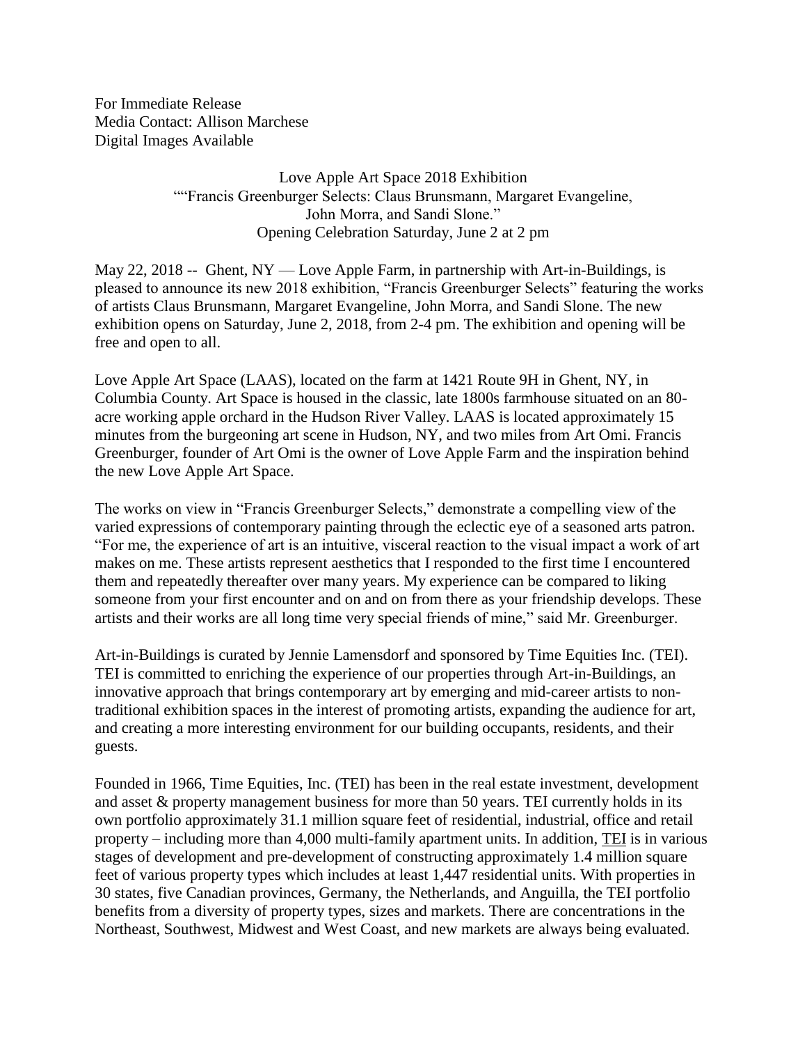For Immediate Release
Media Contact: Allison Marchese
Digital Images Available

Love Apple Art Space 2018 Exhibition
""Francis Greenburger Selects: Claus Brunsmann, Margaret Evangeline, John Morra, and Sandi Slone."
Opening Celebration Saturday, June 2 at 2 pm

May 22, 2018 -- Ghent, NY — Love Apple Farm, in partnership with Art-in-Buildings, is pleased to announce its new 2018 exhibition, "Francis Greenburger Selects" featuring the works of artists Claus Brunsmann, Margaret Evangeline, John Morra, and Sandi Slone. The new exhibition opens on Saturday, June 2, 2018, from 2-4 pm. The exhibition and opening will be free and open to all.

Love Apple Art Space (LAAS), located on the farm at 1421 Route 9H in Ghent, NY, in Columbia County. Art Space is housed in the classic, late 1800s farmhouse situated on an 80-acre working apple orchard in the Hudson River Valley. LAAS is located approximately 15 minutes from the burgeoning art scene in Hudson, NY, and two miles from Art Omi. Francis Greenburger, founder of Art Omi is the owner of Love Apple Farm and the inspiration behind the new Love Apple Art Space.

The works on view in "Francis Greenburger Selects," demonstrate a compelling view of the varied expressions of contemporary painting through the eclectic eye of a seasoned arts patron. "For me, the experience of art is an intuitive, visceral reaction to the visual impact a work of art makes on me. These artists represent aesthetics that I responded to the first time I encountered them and repeatedly thereafter over many years. My experience can be compared to liking someone from your first encounter and on and on from there as your friendship develops. These artists and their works are all long time very special friends of mine," said Mr. Greenburger.

Art-in-Buildings is curated by Jennie Lamensdorf and sponsored by Time Equities Inc. (TEI). TEI is committed to enriching the experience of our properties through Art-in-Buildings, an innovative approach that brings contemporary art by emerging and mid-career artists to non-traditional exhibition spaces in the interest of promoting artists, expanding the audience for art, and creating a more interesting environment for our building occupants, residents, and their guests.

Founded in 1966, Time Equities, Inc. (TEI) has been in the real estate investment, development and asset & property management business for more than 50 years. TEI currently holds in its own portfolio approximately 31.1 million square feet of residential, industrial, office and retail property – including more than 4,000 multi-family apartment units. In addition, TEI is in various stages of development and pre-development of constructing approximately 1.4 million square feet of various property types which includes at least 1,447 residential units. With properties in 30 states, five Canadian provinces, Germany, the Netherlands, and Anguilla, the TEI portfolio benefits from a diversity of property types, sizes and markets. There are concentrations in the Northeast, Southwest, Midwest and West Coast, and new markets are always being evaluated.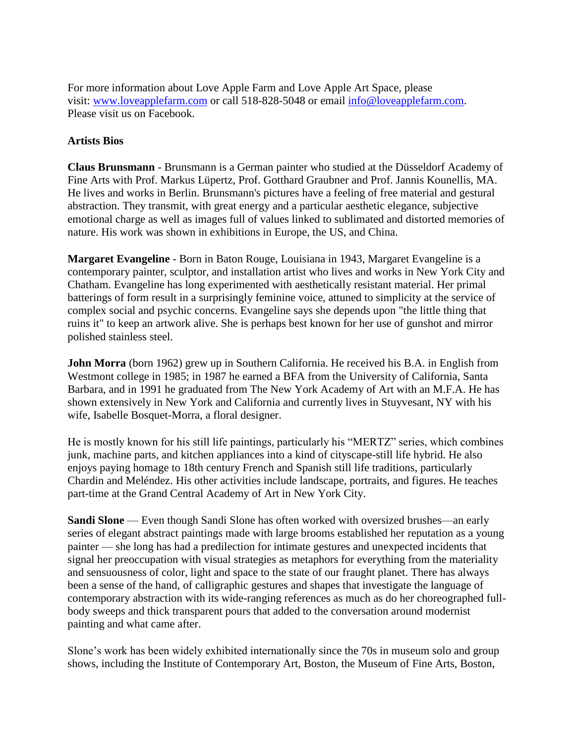For more information about Love Apple Farm and Love Apple Art Space, please visit: [www.loveapplefarm.com](http://www.loveapplefarm.com) or call 518-828-5048 or email [info@loveapplefarm.com](mailto:info@loveapplefarm.com). Please visit us on Facebook.

**Artists Bios**

**Claus Brunsmann** - Brunsmann is a German painter who studied at the Düsseldorf Academy of Fine Arts with Prof. Markus Lüpertz, Prof. Gotthard Graubner and Prof. Jannis Kounellis, MA. He lives and works in Berlin. Brunsmann's pictures have a feeling of free material and gestural abstraction. They transmit, with great energy and a particular aesthetic elegance, subjective emotional charge as well as images full of values linked to sublimated and distorted memories of nature. His work was shown in exhibitions in Europe, the US, and China.

**Margaret Evangeline** - Born in Baton Rouge, Louisiana in 1943, Margaret Evangeline is a contemporary painter, sculptor, and installation artist who lives and works in New York City and Chatham. Evangeline has long experimented with aesthetically resistant material. Her primal batterings of form result in a surprisingly feminine voice, attuned to simplicity at the service of complex social and psychic concerns. Evangeline says she depends upon "the little thing that ruins it" to keep an artwork alive. She is perhaps best known for her use of gunshot and mirror polished stainless steel.

**John Morra** (born 1962) grew up in Southern California. He received his B.A. in English from Westmont college in 1985; in 1987 he earned a BFA from the University of California, Santa Barbara, and in 1991 he graduated from The New York Academy of Art with an M.F.A. He has shown extensively in New York and California and currently lives in Stuyvesant, NY with his wife, Isabelle Bosquet-Morra, a floral designer.

He is mostly known for his still life paintings, particularly his "MERTZ" series, which combines junk, machine parts, and kitchen appliances into a kind of cityscape-still life hybrid. He also enjoys paying homage to 18th century French and Spanish still life traditions, particularly Chardin and Meléndez. His other activities include landscape, portraits, and figures. He teaches part-time at the Grand Central Academy of Art in New York City.

**Sandi Slone** — Even though Sandi Slone has often worked with oversized brushes—an early series of elegant abstract paintings made with large brooms established her reputation as a young painter — she long has had a predilection for intimate gestures and unexpected incidents that signal her preoccupation with visual strategies as metaphors for everything from the materiality and sensuousness of color, light and space to the state of our fraught planet. There has always been a sense of the hand, of calligraphic gestures and shapes that investigate the language of contemporary abstraction with its wide-ranging references as much as do her choreographed full-body sweeps and thick transparent pours that added to the conversation around modernist painting and what came after.

Slone's work has been widely exhibited internationally since the 70s in museum solo and group shows, including the Institute of Contemporary Art, Boston, the Museum of Fine Arts, Boston,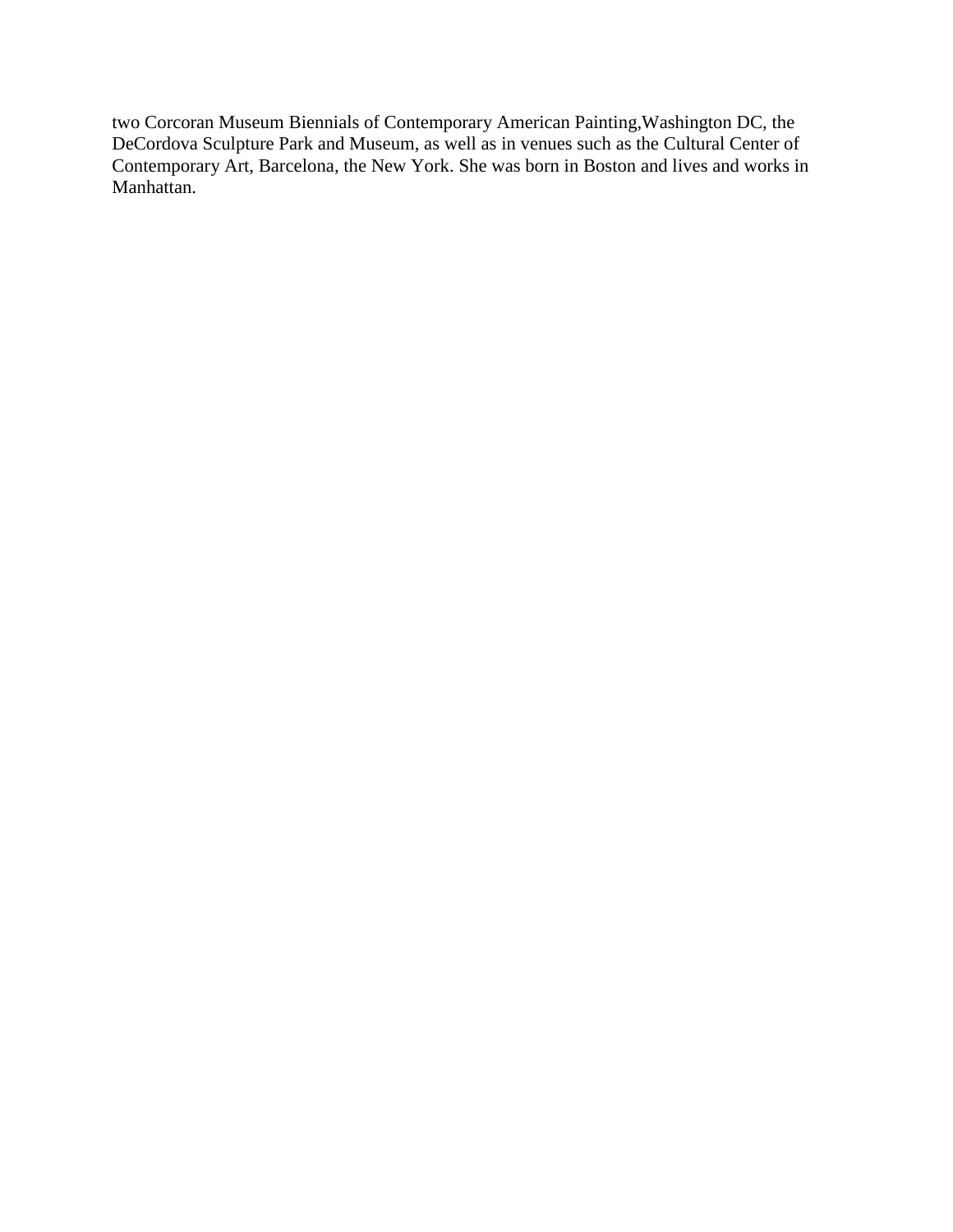two Corcoran Museum Biennials of Contemporary American Painting,Washington DC, the DeCordova Sculpture Park and Museum, as well as in venues such as the Cultural Center of Contemporary Art, Barcelona, the New York. She was born in Boston and lives and works in Manhattan.